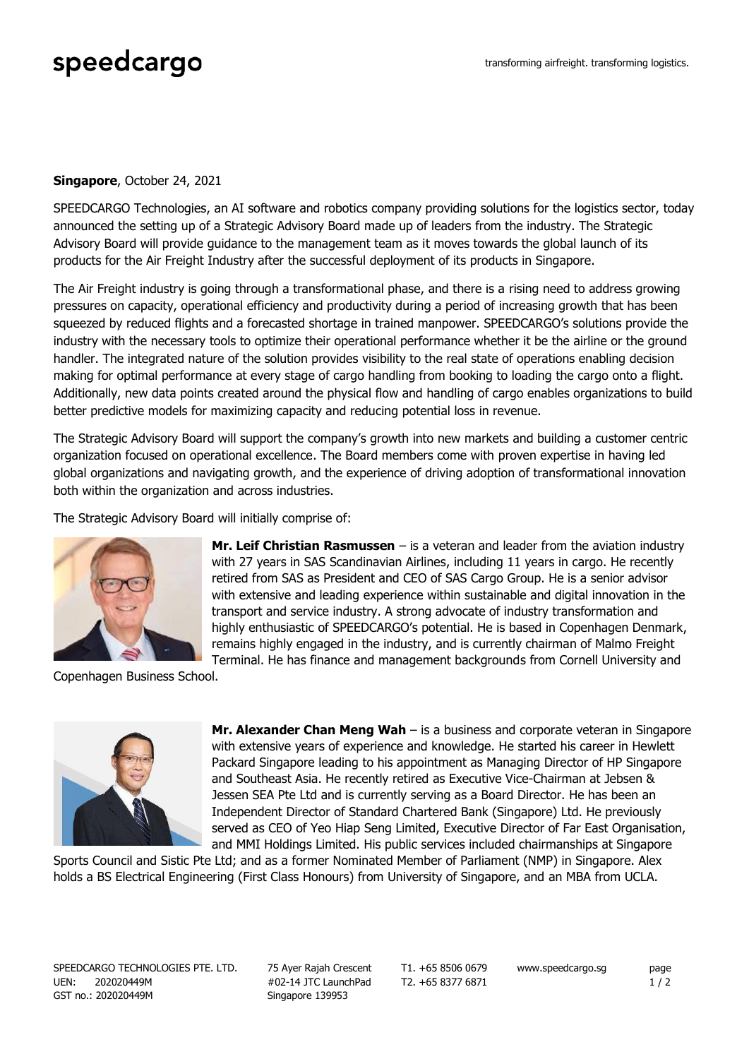**Singapore**, October 24, 2021

SPEEDCARGO Technologies, an AI software and robotics company providing solutions for the logistics sector, today announced the setting up of a Strategic Advisory Board made up of leaders from the industry. The Strategic Advisory Board will provide guidance to the management team as it moves towards the global launch of its products for the Air Freight Industry after the successful deployment of its products in Singapore.

The Air Freight industry is going through a transformational phase, and there is a rising need to address growing pressures on capacity, operational efficiency and productivity during a period of increasing growth that has been squeezed by reduced flights and a forecasted shortage in trained manpower. SPEEDCARGO's solutions provide the industry with the necessary tools to optimize their operational performance whether it be the airline or the ground handler. The integrated nature of the solution provides visibility to the real state of operations enabling decision making for optimal performance at every stage of cargo handling from booking to loading the cargo onto a flight. Additionally, new data points created around the physical flow and handling of cargo enables organizations to build better predictive models for maximizing capacity and reducing potential loss in revenue.

The Strategic Advisory Board will support the company's growth into new markets and building a customer centric organization focused on operational excellence. The Board members come with proven expertise in having led global organizations and navigating growth, and the experience of driving adoption of transformational innovation both within the organization and across industries.

The Strategic Advisory Board will initially comprise of:

**Mr. Leif Christian Rasmussen** – is a veteran and leader from the aviation industry with 27 years in SAS Scandinavian Airlines, including 11 years in cargo. He recently retired from SAS as President and CEO of SAS Cargo Group. He is a senior advisor with extensive and leading experience within sustainable and digital innovation in the transport and service industry. A strong advocate of industry transformation and highly enthusiastic of SPEEDCARGO's potential. He is based in Copenhagen Denmark, remains highly engaged in the industry, and is currently chairman of Malmo Freight Terminal. He has finance and management backgrounds from Cornell University and Copenhagen Business School.

**Mr. Alexander Chan Meng Wah** – is a business and corporate veteran in Singapore with extensive years of experience and knowledge. He started his career in Hewlett Packard Singapore leading to his appointment as Managing Director of HP Singapore and Southeast Asia. He recently retired as Executive Vice-Chairman at Jebsen & Jessen SEA Pte Ltd and is currently serving as a Board Director. He has been an Independent Director of Standard Chartered Bank (Singapore) Ltd. He previously served as CEO of Yeo Hiap Seng Limited, Executive Director of Far East Organisation, and MMI Holdings Limited. His public services included chairmanships at Singapore Sports Council and Sistic Pte Ltd; and as a former Nominated Member of Parliament (NMP) in Singapore. Alex holds a BS Electrical Engineering (First Class Honours) from University of Singapore, and an MBA from UCLA.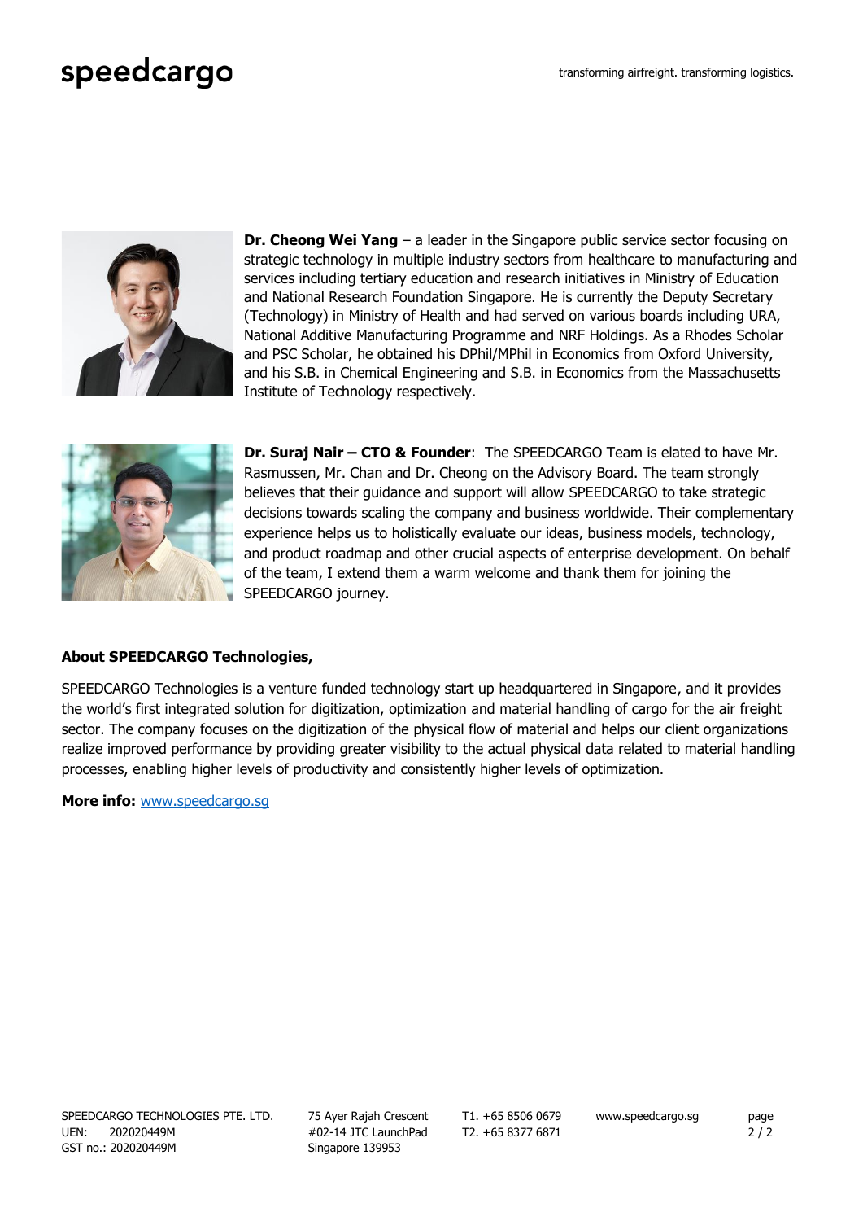**Dr. Cheong Wei Yang** – a leader in the Singapore public service sector focusing on strategic technology in multiple industry sectors from healthcare to manufacturing and services including tertiary education and research initiatives in Ministry of Education and National Research Foundation Singapore. He is currently the Deputy Secretary (Technology) in Ministry of Health and had served on various boards including URA, National Additive Manufacturing Programme and NRF Holdings. As a Rhodes Scholar and PSC Scholar, he obtained his DPhil/MPhil in Economics from Oxford University, and his S.B. in Chemical Engineering and S.B. in Economics from the Massachusetts Institute of Technology respectively.

**Dr. Suraj Nair – CTO & Founder**: The SPEEDCARGO Team is elated to have Mr. Rasmussen, Mr. Chan and Dr. Cheong on the Advisory Board. The team strongly believes that their guidance and support will allow SPEEDCARGO to take strategic decisions towards scaling the company and business worldwide. Their complementary experience helps us to holistically evaluate our ideas, business models, technology, and product roadmap and other crucial aspects of enterprise development. On behalf of the team, I extend them a warm welcome and thank them for joining the SPEEDCARGO journey.

**About SPEEDCARGO Technologies,**

SPEEDCARGO Technologies is a venture funded technology start up headquartered in Singapore, and it provides the world's first integrated solution for digitization, optimization and material handling of cargo for the air freight sector. The company focuses on the digitization of the physical flow of material and helps our client organizations realize improved performance by providing greater visibility to the actual physical data related to material handling processes, enabling higher levels of productivity and consistently higher levels of optimization.

**More info:** www.speedcargo.sg